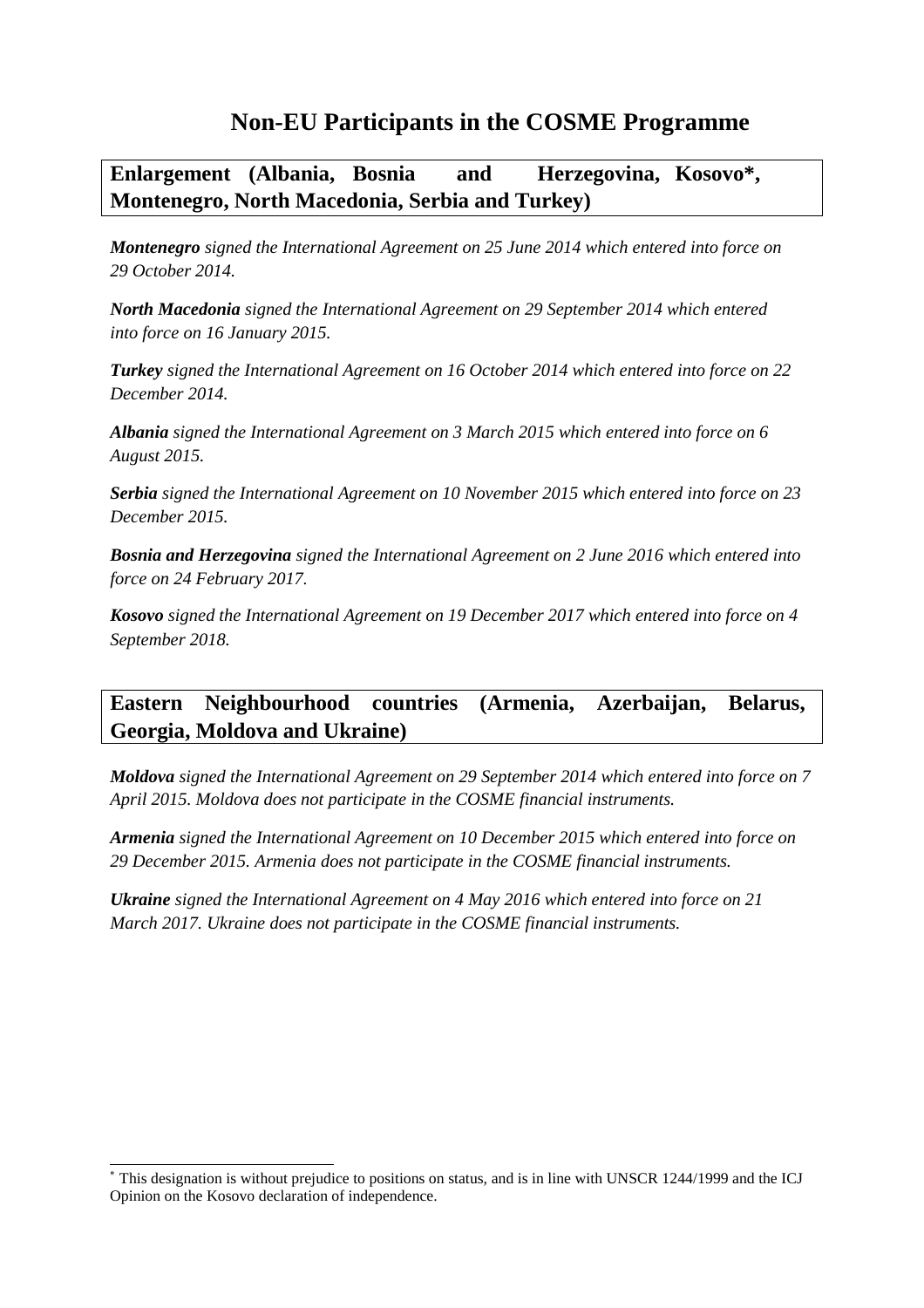# Non-EU Participants in the COSME Programme

## Enlargement (Albania, Bosnia and Herzegovina, Kosovo*, Montenegro, North Macedonia, Serbia and Turkey)

***Montenegro** signed the International Agreement on 25 June 2014 which entered into force on 29 October 2014.*

***North Macedonia** signed the International Agreement on 29 September 2014 which entered into force on 16 January 2015.*

***Turkey** signed the International Agreement on 16 October 2014 which entered into force on 22 December 2014.*

***Albania** signed the International Agreement on 3 March 2015 which entered into force on 6 August 2015.*

***Serbia** signed the International Agreement on 10 November 2015 which entered into force on 23 December 2015.*

***Bosnia and Herzegovina** signed the International Agreement on 2 June 2016 which entered into force on 24 February 2017.*

***Kosovo** signed the International Agreement on 19 December 2017 which entered into force on 4 September 2018.*

## Eastern Neighbourhood countries (Armenia, Azerbaijan, Belarus, Georgia, Moldova and Ukraine)

***Moldova** signed the International Agreement on 29 September 2014 which entered into force on 7 April 2015. Moldova does not participate in the COSME financial instruments.*

***Armenia** signed the International Agreement on 10 December 2015 which entered into force on 29 December 2015. Armenia does not participate in the COSME financial instruments.*

***Ukraine** signed the International Agreement on 4 May 2016 which entered into force on 21 March 2017. Ukraine does not participate in the COSME financial instruments.*

---

* This designation is without prejudice to positions on status, and is in line with UNSCR 1244/1999 and the ICJ Opinion on the Kosovo declaration of independence.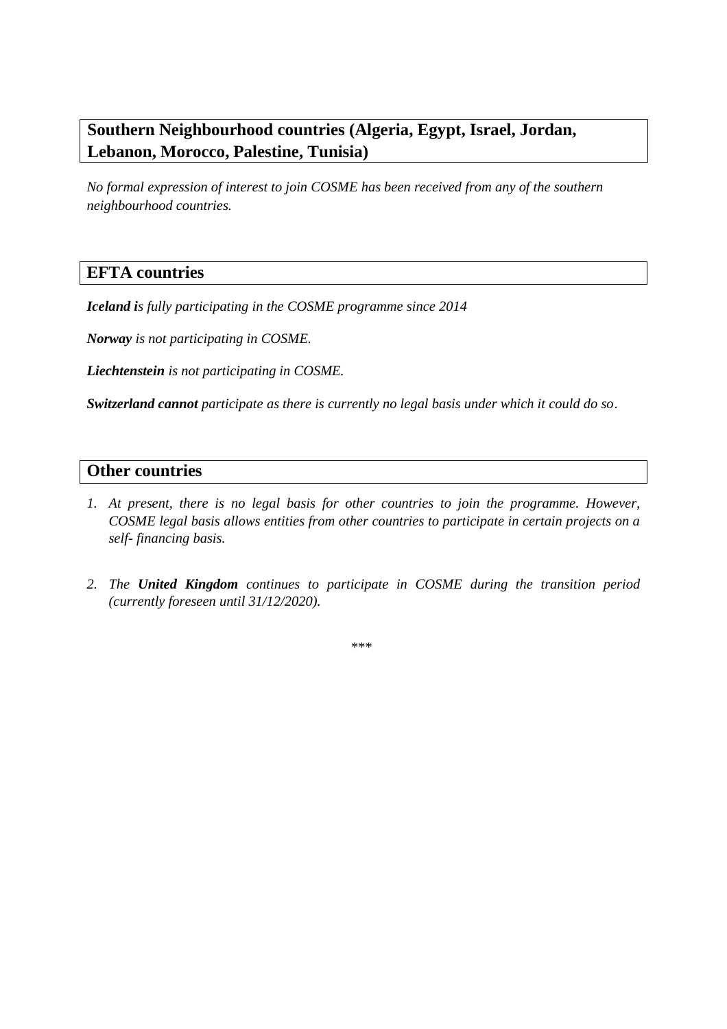## Southern Neighbourhood countries (Algeria, Egypt, Israel, Jordan, Lebanon, Morocco, Palestine, Tunisia)

*No formal expression of interest to join COSME has been received from any of the southern neighbourhood countries.*

## EFTA countries

***Iceland i****s fully participating in the COSME programme since 2014*

***Norway** is not participating in COSME.*

***Liechtenstein** is not participating in COSME.*

***Switzerland cannot** participate as there is currently no legal basis under which it could do so*.

## Other countries

1. *At present, there is no legal basis for other countries to join the programme. However, COSME legal basis allows entities from other countries to participate in certain projects on a self- financing basis.*

2. *The **United Kingdom** continues to participate in COSME during the transition period (currently foreseen until 31/12/2020).*

***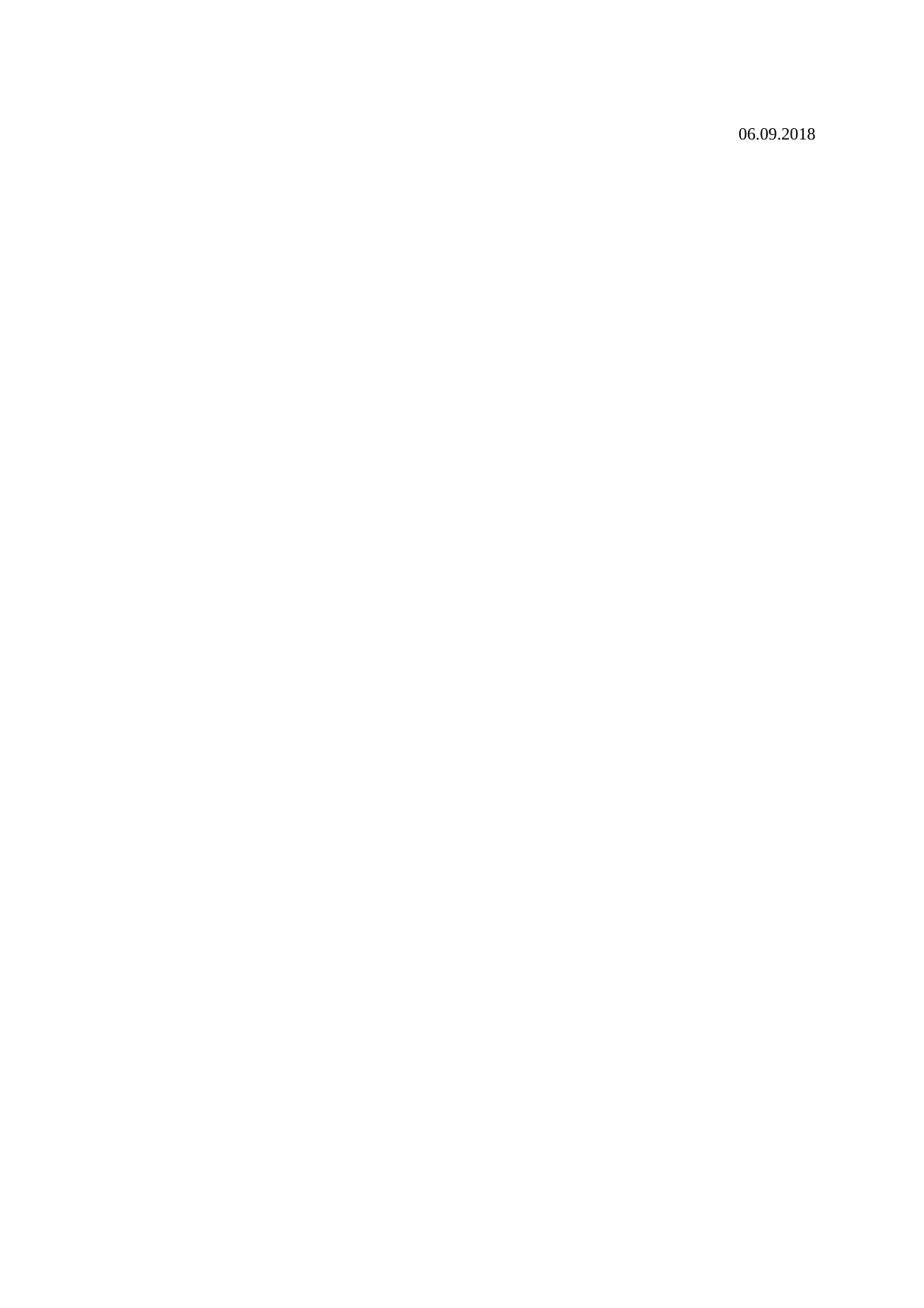06.09.2018